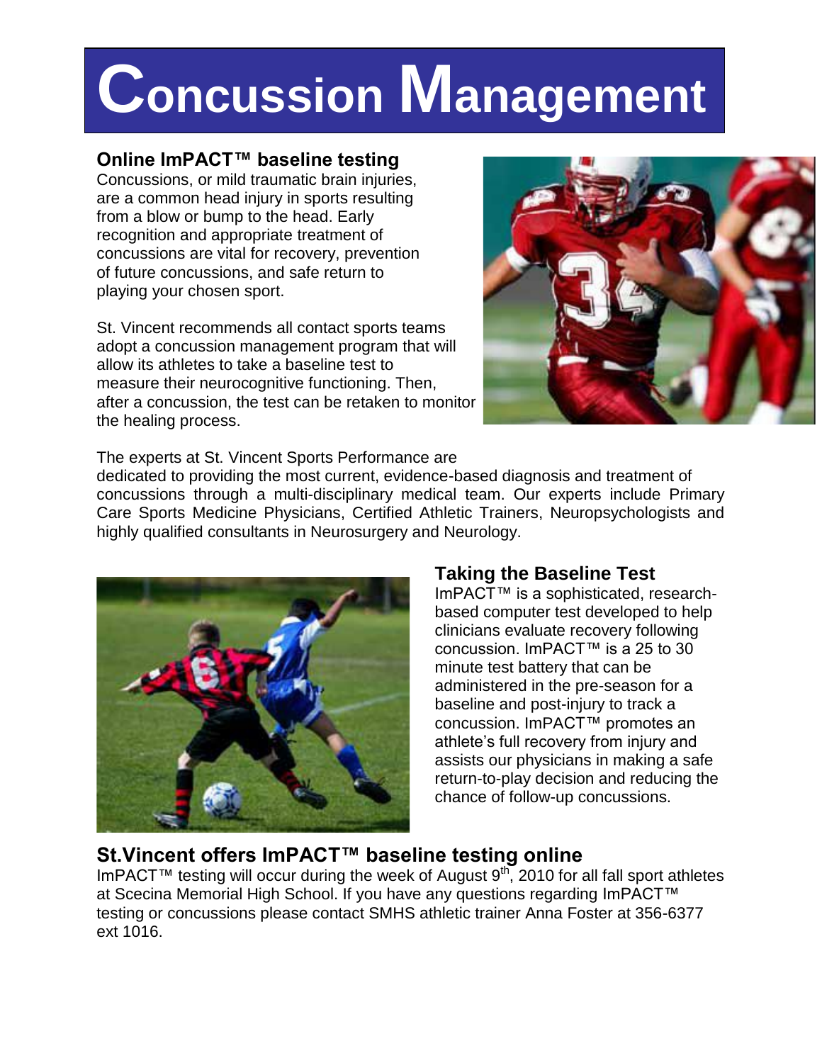# Concussion Management

## Online ImPACT™ baseline testing

Concussions, or mild traumatic brain injuries, are a common head injury in sports resulting from a blow or bump to the head. Early recognition and appropriate treatment of concussions are vital for recovery, prevention of future concussions, and safe return to playing your chosen sport.

St. Vincent recommends all contact sports teams adopt a concussion management program that will allow its athletes to take a baseline test to measure their neurocognitive functioning. Then, after a concussion, the test can be retaken to monitor the healing process.

The experts at St. Vincent Sports Performance are dedicated to providing the most current, evidence-based diagnosis and treatment of concussions through a multi-disciplinary medical team. Our experts include Primary Care Sports Medicine Physicians, Certified Athletic Trainers, Neuropsychologists and highly qualified consultants in Neurosurgery and Neurology.

## Taking the Baseline Test

ImPACT™ is a sophisticated, research-based computer test developed to help clinicians evaluate recovery following concussion. ImPACT™ is a 25 to 30 minute test battery that can be administered in the pre-season for a baseline and post-injury to track a concussion. ImPACT™ promotes an athlete's full recovery from injury and assists our physicians in making a safe return-to-play decision and reducing the chance of follow-up concussions.

## St.Vincent offers ImPACT™ baseline testing online

ImPACT™ testing will occur during the week of August 9th, 2010 for all fall sport athletes at Scecina Memorial High School. If you have any questions regarding ImPACT™ testing or concussions please contact SMHS athletic trainer Anna Foster at 356-6377 ext 1016.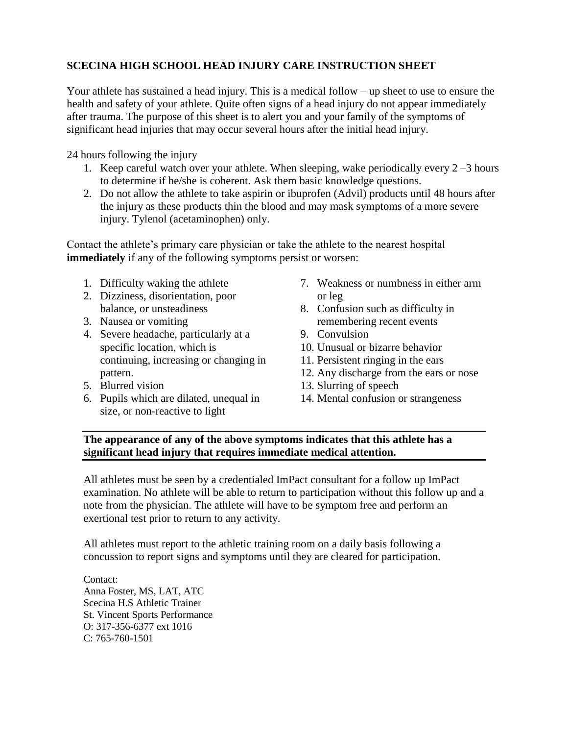# SCECINA HIGH SCHOOL HEAD INJURY CARE INSTRUCTION SHEET

Your athlete has sustained a head injury. This is a medical follow – up sheet to use to ensure the health and safety of your athlete. Quite often signs of a head injury do not appear immediately after trauma. The purpose of this sheet is to alert you and your family of the symptoms of significant head injuries that may occur several hours after the initial head injury.

24 hours following the injury

1. Keep careful watch over your athlete. When sleeping, wake periodically every 2 –3 hours to determine if he/she is coherent. Ask them basic knowledge questions.
2. Do not allow the athlete to take aspirin or ibuprofen (Advil) products until 48 hours after the injury as these products thin the blood and may mask symptoms of a more severe injury. Tylenol (acetaminophen) only.

Contact the athlete's primary care physician or take the athlete to the nearest hospital **immediately** if any of the following symptoms persist or worsen:

1. Difficulty waking the athlete
2. Dizziness, disorientation, poor balance, or unsteadiness
3. Nausea or vomiting
4. Severe headache, particularly at a specific location, which is continuing, increasing or changing in pattern.
5. Blurred vision
6. Pupils which are dilated, unequal in size, or non-reactive to light
7. Weakness or numbness in either arm or leg
8. Confusion such as difficulty in remembering recent events
9. Convulsion
10. Unusual or bizarre behavior
11. Persistent ringing in the ears
12. Any discharge from the ears or nose
13. Slurring of speech
14. Mental confusion or strangeness

**The appearance of any of the above symptoms indicates that this athlete has a significant head injury that requires immediate medical attention.**

All athletes must be seen by a credentialed ImPact consultant for a follow up ImPact examination. No athlete will be able to return to participation without this follow up and a note from the physician. The athlete will have to be symptom free and perform an exertional test prior to return to any activity.

All athletes must report to the athletic training room on a daily basis following a concussion to report signs and symptoms until they are cleared for participation.

Contact:  
Anna Foster, MS, LAT, ATC  
Scecina H.S Athletic Trainer  
St. Vincent Sports Performance  
O: 317-356-6377 ext 1016  
C: 765-760-1501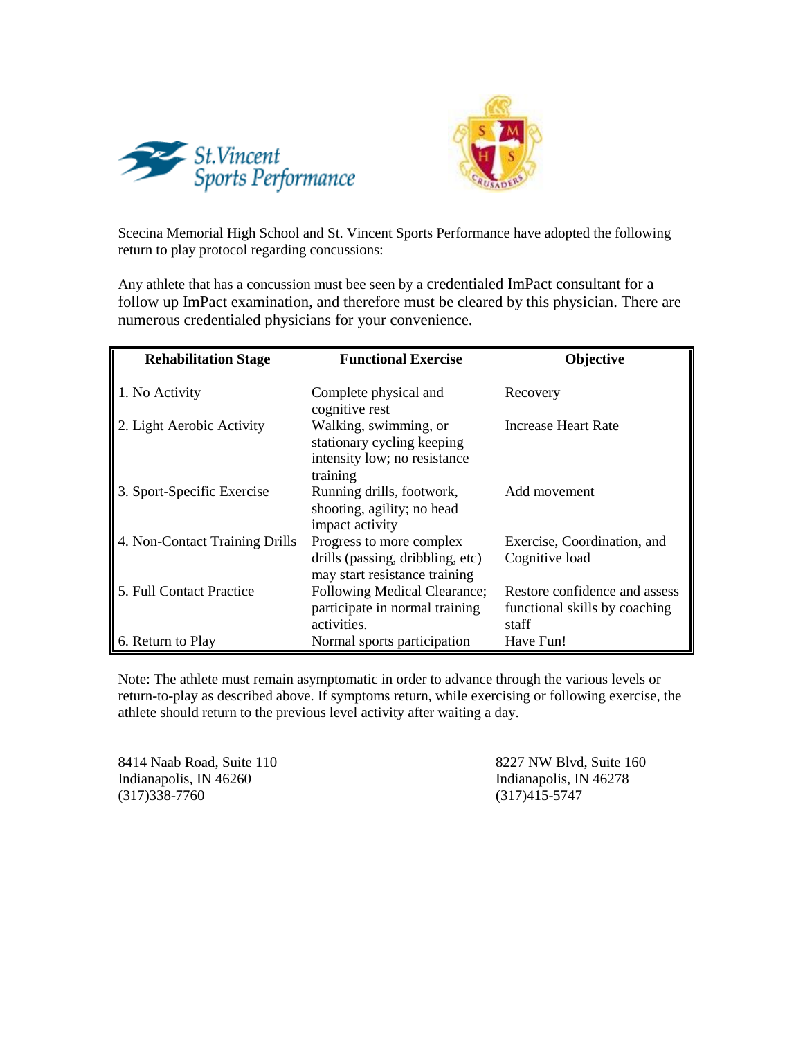Scecina Memorial High School and St. Vincent Sports Performance have adopted the following return to play protocol regarding concussions:

Any athlete that has a concussion must bee seen by a credentialed ImPact consultant for a follow up ImPact examination, and therefore must be cleared by this physician. There are numerous credentialed physicians for your convenience.

| Rehabilitation Stage | Functional Exercise | Objective |
|---|---|---|
| 1. No Activity | Complete physical and cognitive rest | Recovery |
| 2. Light Aerobic Activity | Walking, swimming, or stationary cycling keeping intensity low; no resistance training | Increase Heart Rate |
| 3. Sport-Specific Exercise | Running drills, footwork, shooting, agility; no head impact activity | Add movement |
| 4. Non-Contact Training Drills | Progress to more complex drills (passing, dribbling, etc) may start resistance training | Exercise, Coordination, and Cognitive load |
| 5. Full Contact Practice | Following Medical Clearance; participate in normal training activities. | Restore confidence and assess functional skills by coaching staff |
| 6. Return to Play | Normal sports participation | Have Fun! |

Note: The athlete must remain asymptomatic in order to advance through the various levels or return-to-play as described above. If symptoms return, while exercising or following exercise, the athlete should return to the previous level activity after waiting a day.

8414 Naab Road, Suite 110
Indianapolis, IN 46260
(317)338-7760

8227 NW Blvd, Suite 160
Indianapolis, IN 46278
(317)415-5747